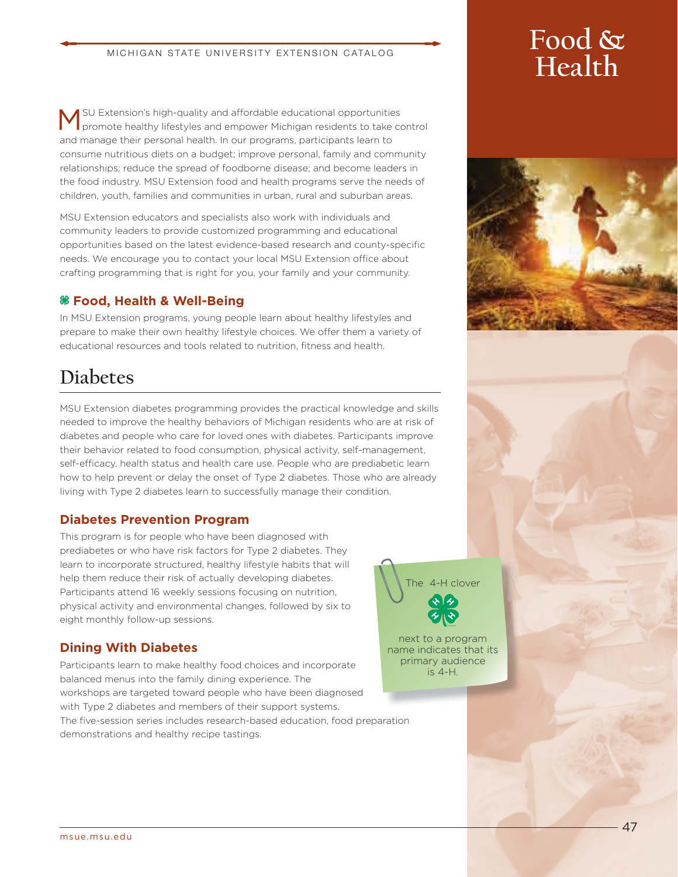# Food & Health

MSU Extension's high-quality and affordable educational opportunities promote healthy lifestyles and empower Michigan residents to take control and manage their personal health. In our programs, participants learn to consume nutritious diets on a budget; improve personal, family and community relationships; reduce the spread of foodborne disease; and become leaders in the food industry. MSU Extension food and health programs serve the needs of children, youth, families and communities in urban, rural and suburban areas.

MSU Extension educators and specialists also work with individuals and community leaders to provide customized programming and educational opportunities based on the latest evidence-based research and county-specific needs. We encourage you to contact your local MSU Extension office about crafting programming that is right for you, your family and your community.

### Food, Health & Well-Being

In MSU Extension programs, young people learn about healthy lifestyles and prepare to make their own healthy lifestyle choices. We offer them a variety of educational resources and tools related to nutrition, fitness and health.

## Diabetes

MSU Extension diabetes programming provides the practical knowledge and skills needed to improve the healthy behaviors of Michigan residents who are at risk of diabetes and people who care for loved ones with diabetes. Participants improve their behavior related to food consumption, physical activity, self-management, self-efficacy, health status and health care use. People who are prediabetic learn how to help prevent or delay the onset of Type 2 diabetes. Those who are already living with Type 2 diabetes learn to successfully manage their condition.

### Diabetes Prevention Program

This program is for people who have been diagnosed with prediabetes or who have risk factors for Type 2 diabetes. They learn to incorporate structured, healthy lifestyle habits that will help them reduce their risk of actually developing diabetes. Participants attend 16 weekly sessions focusing on nutrition, physical activity and environmental changes, followed by six to eight monthly follow-up sessions.

### Dining With Diabetes

Participants learn to make healthy food choices and incorporate balanced menus into the family dining experience. The workshops are targeted toward people who have been diagnosed with Type 2 diabetes and members of their support systems. The five-session series includes research-based education, food preparation demonstrations and healthy recipe tastings.

The 4-H clover next to a program name indicates that its primary audience is 4-H.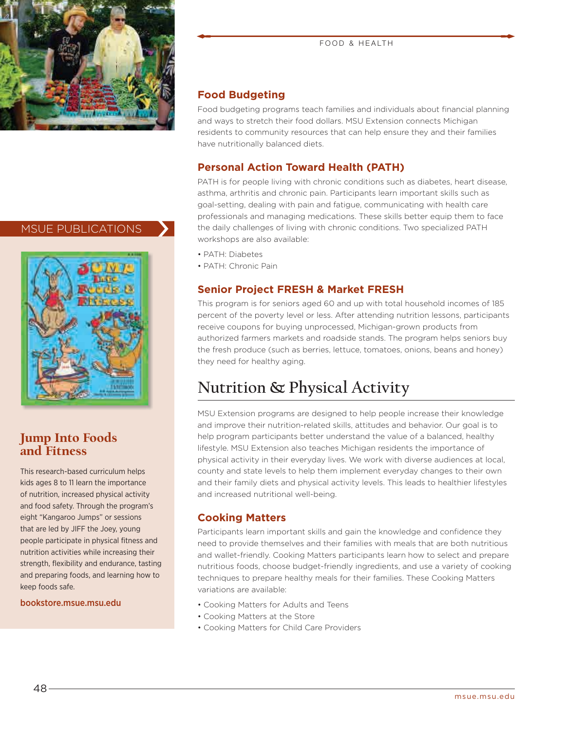## Food Budgeting

Food budgeting programs teach families and individuals about financial planning and ways to stretch their food dollars. MSU Extension connects Michigan residents to community resources that can help ensure they and their families have nutritionally balanced diets.

## Personal Action Toward Health (PATH)

PATH is for people living with chronic conditions such as diabetes, heart disease, asthma, arthritis and chronic pain. Participants learn important skills such as goal-setting, dealing with pain and fatigue, communicating with health care professionals and managing medications. These skills better equip them to face the daily challenges of living with chronic conditions. Two specialized PATH workshops are also available:

- PATH: Diabetes
- PATH: Chronic Pain

## Senior Project FRESH & Market FRESH

This program is for seniors aged 60 and up with total household incomes of 185 percent of the poverty level or less. After attending nutrition lessons, participants receive coupons for buying unprocessed, Michigan-grown products from authorized farmers markets and roadside stands. The program helps seniors buy the fresh produce (such as berries, lettuce, tomatoes, onions, beans and honey) they need for healthy aging.

# Nutrition & Physical Activity

MSU Extension programs are designed to help people increase their knowledge and improve their nutrition-related skills, attitudes and behavior. Our goal is to help program participants better understand the value of a balanced, healthy lifestyle. MSU Extension also teaches Michigan residents the importance of physical activity in their everyday lives. We work with diverse audiences at local, county and state levels to help them implement everyday changes to their own and their family diets and physical activity levels. This leads to healthier lifestyles and increased nutritional well-being.

## Cooking Matters

Participants learn important skills and gain the knowledge and confidence they need to provide themselves and their families with meals that are both nutritious and wallet-friendly. Cooking Matters participants learn how to select and prepare nutritious foods, choose budget-friendly ingredients, and use a variety of cooking techniques to prepare healthy meals for their families. These Cooking Matters variations are available:

- Cooking Matters for Adults and Teens
- Cooking Matters at the Store
- Cooking Matters for Child Care Providers

## MSUE PUBLICATIONS

### Jump Into Foods and Fitness

This research-based curriculum helps kids ages 8 to 11 learn the importance of nutrition, increased physical activity and food safety. Through the program's eight "Kangaroo Jumps" or sessions that are led by JIFF the Joey, young people participate in physical fitness and nutrition activities while increasing their strength, flexibility and endurance, tasting and preparing foods, and learning how to keep foods safe.

**bookstore.msue.msu.edu**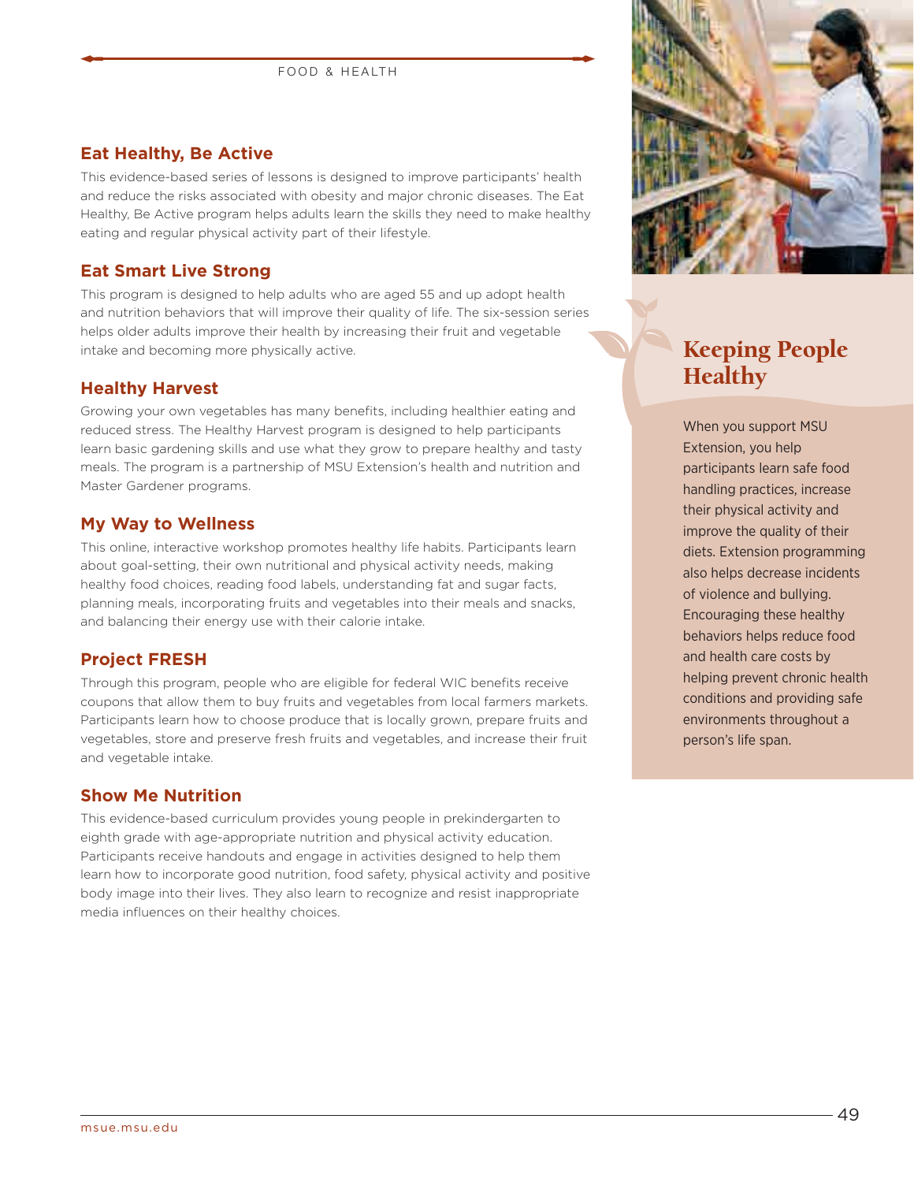## Eat Healthy, Be Active

This evidence-based series of lessons is designed to improve participants' health and reduce the risks associated with obesity and major chronic diseases. The Eat Healthy, Be Active program helps adults learn the skills they need to make healthy eating and regular physical activity part of their lifestyle.

## Eat Smart Live Strong

This program is designed to help adults who are aged 55 and up adopt health and nutrition behaviors that will improve their quality of life. The six-session series helps older adults improve their health by increasing their fruit and vegetable intake and becoming more physically active.

## Healthy Harvest

Growing your own vegetables has many benefits, including healthier eating and reduced stress. The Healthy Harvest program is designed to help participants learn basic gardening skills and use what they grow to prepare healthy and tasty meals. The program is a partnership of MSU Extension's health and nutrition and Master Gardener programs.

## My Way to Wellness

This online, interactive workshop promotes healthy life habits. Participants learn about goal-setting, their own nutritional and physical activity needs, making healthy food choices, reading food labels, understanding fat and sugar facts, planning meals, incorporating fruits and vegetables into their meals and snacks, and balancing their energy use with their calorie intake.

## Project FRESH

Through this program, people who are eligible for federal WIC benefits receive coupons that allow them to buy fruits and vegetables from local farmers markets. Participants learn how to choose produce that is locally grown, prepare fruits and vegetables, store and preserve fresh fruits and vegetables, and increase their fruit and vegetable intake.

## Show Me Nutrition

This evidence-based curriculum provides young people in prekindergarten to eighth grade with age-appropriate nutrition and physical activity education. Participants receive handouts and engage in activities designed to help them learn how to incorporate good nutrition, food safety, physical activity and positive body image into their lives. They also learn to recognize and resist inappropriate media influences on their healthy choices.

## Keeping People Healthy

When you support MSU Extension, you help participants learn safe food handling practices, increase their physical activity and improve the quality of their diets. Extension programming also helps decrease incidents of violence and bullying. Encouraging these healthy behaviors helps reduce food and health care costs by helping prevent chronic health conditions and providing safe environments throughout a person's life span.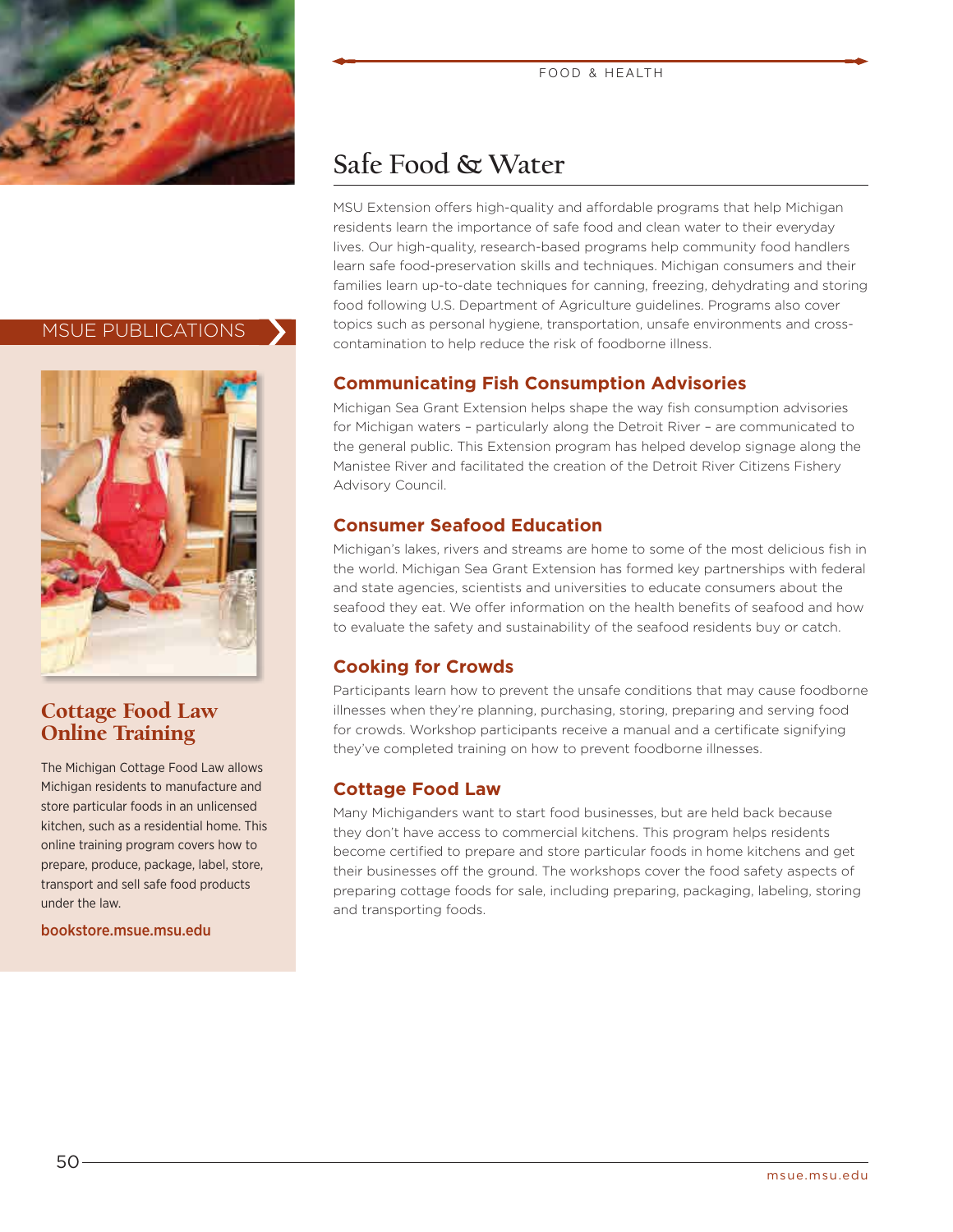# Safe Food & Water

MSU Extension offers high-quality and affordable programs that help Michigan residents learn the importance of safe food and clean water to their everyday lives. Our high-quality, research-based programs help community food handlers learn safe food-preservation skills and techniques. Michigan consumers and their families learn up-to-date techniques for canning, freezing, dehydrating and storing food following U.S. Department of Agriculture guidelines. Programs also cover topics such as personal hygiene, transportation, unsafe environments and cross-contamination to help reduce the risk of foodborne illness.

## Communicating Fish Consumption Advisories

Michigan Sea Grant Extension helps shape the way fish consumption advisories for Michigan waters – particularly along the Detroit River – are communicated to the general public. This Extension program has helped develop signage along the Manistee River and facilitated the creation of the Detroit River Citizens Fishery Advisory Council.

## Consumer Seafood Education

Michigan's lakes, rivers and streams are home to some of the most delicious fish in the world. Michigan Sea Grant Extension has formed key partnerships with federal and state agencies, scientists and universities to educate consumers about the seafood they eat. We offer information on the health benefits of seafood and how to evaluate the safety and sustainability of the seafood residents buy or catch.

## Cooking for Crowds

Participants learn how to prevent the unsafe conditions that may cause foodborne illnesses when they're planning, purchasing, storing, preparing and serving food for crowds. Workshop participants receive a manual and a certificate signifying they've completed training on how to prevent foodborne illnesses.

## Cottage Food Law

Many Michiganders want to start food businesses, but are held back because they don't have access to commercial kitchens. This program helps residents become certified to prepare and store particular foods in home kitchens and get their businesses off the ground. The workshops cover the food safety aspects of preparing cottage foods for sale, including preparing, packaging, labeling, storing and transporting foods.

---

MSUE PUBLICATIONS

### Cottage Food Law Online Training

The Michigan Cottage Food Law allows Michigan residents to manufacture and store particular foods in an unlicensed kitchen, such as a residential home. This online training program covers how to prepare, produce, package, label, store, transport and sell safe food products under the law.

bookstore.msue.msu.edu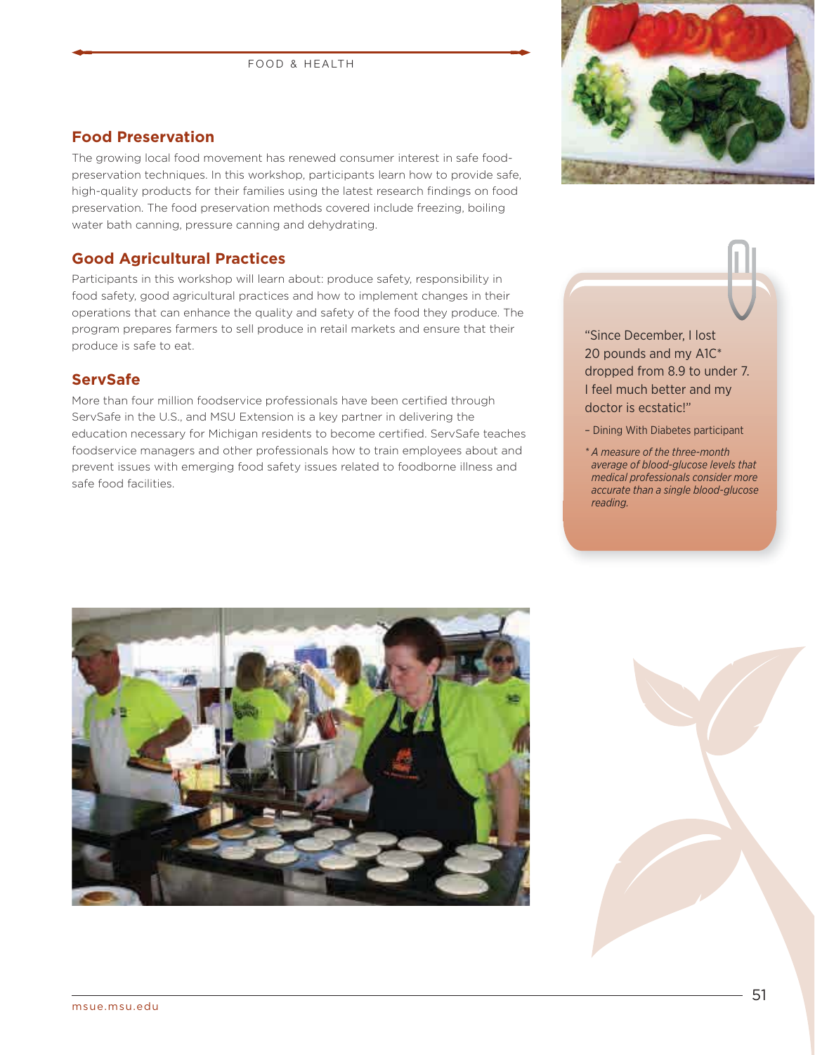## Food Preservation

The growing local food movement has renewed consumer interest in safe food-preservation techniques. In this workshop, participants learn how to provide safe, high-quality products for their families using the latest research findings on food preservation. The food preservation methods covered include freezing, boiling water bath canning, pressure canning and dehydrating.

## Good Agricultural Practices

Participants in this workshop will learn about: produce safety, responsibility in food safety, good agricultural practices and how to implement changes in their operations that can enhance the quality and safety of the food they produce. The program prepares farmers to sell produce in retail markets and ensure that their produce is safe to eat.

## ServSafe

More than four million foodservice professionals have been certified through ServSafe in the U.S., and MSU Extension is a key partner in delivering the education necessary for Michigan residents to become certified. ServSafe teaches foodservice managers and other professionals how to train employees about and prevent issues with emerging food safety issues related to foodborne illness and safe food facilities.

"Since December, I lost 20 pounds and my A1C* dropped from 8.9 to under 7. I feel much better and my doctor is ecstatic!"

– Dining With Diabetes participant

*\* A measure of the three-month average of blood-glucose levels that medical professionals consider more accurate than a single blood-glucose reading.*